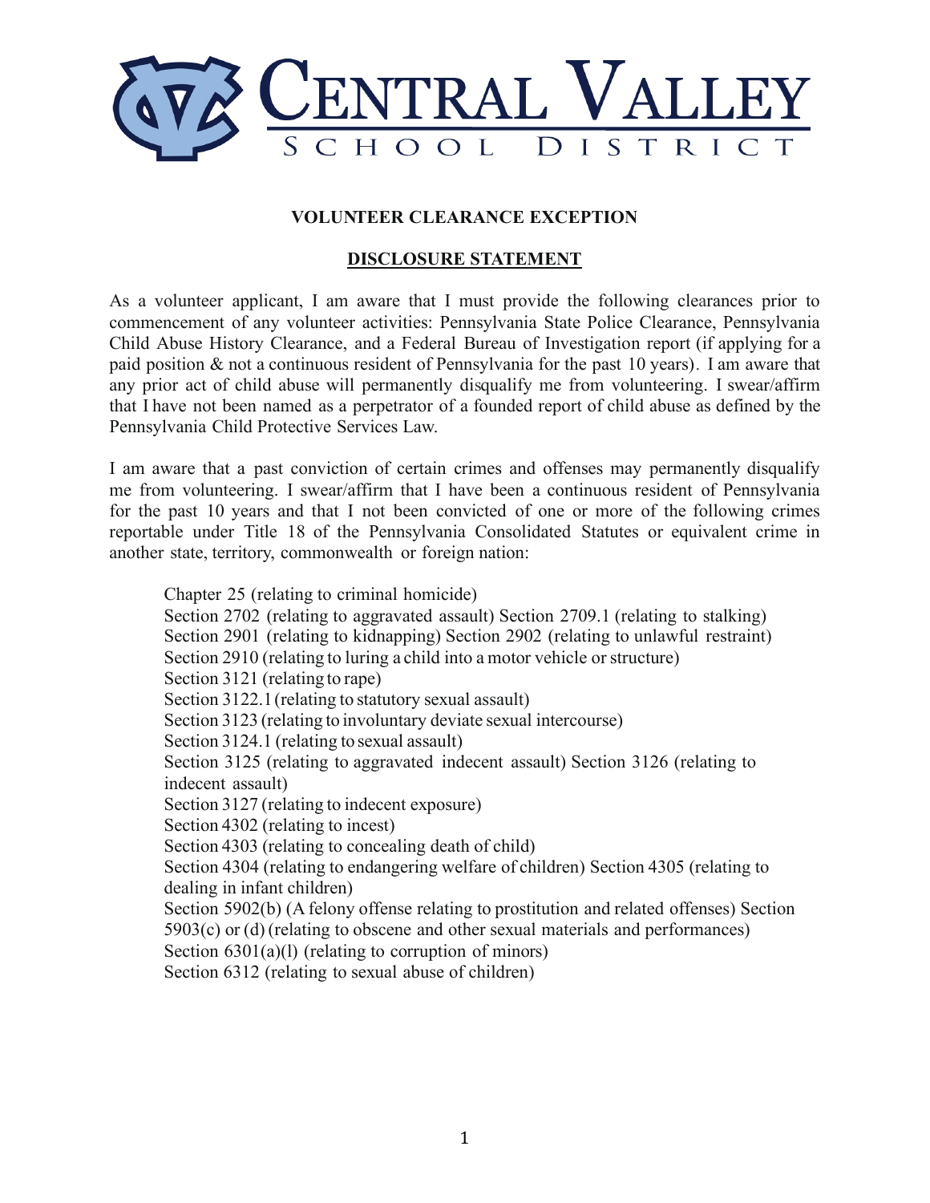# CENTRAL VALLEY SCHOOL DISTRICT

## VOLUNTEER CLEARANCE EXCEPTION

### DISCLOSURE STATEMENT

As a volunteer applicant, I am aware that I must provide the following clearances prior to commencement of any volunteer activities: Pennsylvania State Police Clearance, Pennsylvania Child Abuse History Clearance, and a Federal Bureau of Investigation report (if applying for a paid position & not a continuous resident of Pennsylvania for the past 10 years). I am aware that any prior act of child abuse will permanently disqualify me from volunteering. I swear/affirm that I have not been named as a perpetrator of a founded report of child abuse as defined by the Pennsylvania Child Protective Services Law.

I am aware that a past conviction of certain crimes and offenses may permanently disqualify me from volunteering. I swear/affirm that I have been a continuous resident of Pennsylvania for the past 10 years and that I not been convicted of one or more of the following crimes reportable under Title 18 of the Pennsylvania Consolidated Statutes or equivalent crime in another state, territory, commonwealth or foreign nation:

Chapter 25 (relating to criminal homicide)
Section 2702 (relating to aggravated assault) Section 2709.1 (relating to stalking)
Section 2901 (relating to kidnapping) Section 2902 (relating to unlawful restraint)
Section 2910 (relating to luring a child into a motor vehicle or structure)
Section 3121 (relating to rape)
Section 3122.1 (relating to statutory sexual assault)
Section 3123 (relating to involuntary deviate sexual intercourse)
Section 3124.1 (relating to sexual assault)
Section 3125 (relating to aggravated indecent assault) Section 3126 (relating to indecent assault)
Section 3127 (relating to indecent exposure)
Section 4302 (relating to incest)
Section 4303 (relating to concealing death of child)
Section 4304 (relating to endangering welfare of children) Section 4305 (relating to dealing in infant children)
Section 5902(b) (A felony offense relating to prostitution and related offenses) Section 5903(c) or (d) (relating to obscene and other sexual materials and performances)
Section 6301(a)(l) (relating to corruption of minors)
Section 6312 (relating to sexual abuse of children)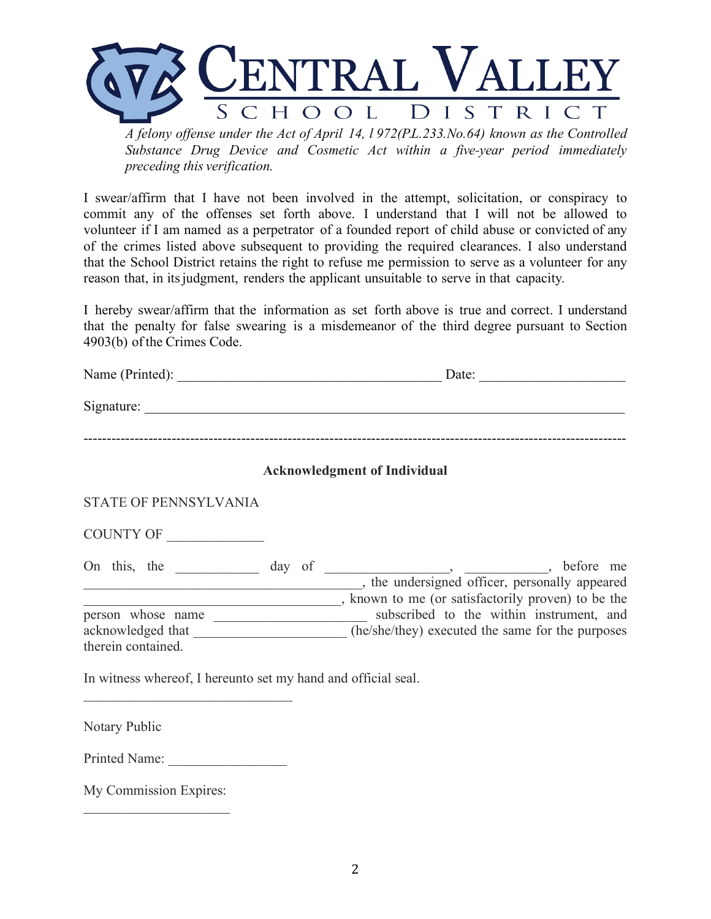# CENTRAL VALLEY SCHOOL DISTRICT

*A felony offense under the Act of April 14, l 972(P.L.233.No.64) known as the Controlled Substance Drug Device and Cosmetic Act within a five-year period immediately preceding this verification.*

I swear/affirm that I have not been involved in the attempt, solicitation, or conspiracy to commit any of the offenses set forth above. I understand that I will not be allowed to volunteer if I am named as a perpetrator of a founded report of child abuse or convicted of any of the crimes listed above subsequent to providing the required clearances. I also understand that the School District retains the right to refuse me permission to serve as a volunteer for any reason that, in its judgment, renders the applicant unsuitable to serve in that capacity.

I hereby swear/affirm that the information as set forth above is true and correct. I understand that the penalty for false swearing is a misdemeanor of the third degree pursuant to Section 4903(b) of the Crimes Code.

Name (Printed): ________________________________________ Date: ____________________

Signature: ______________________________________________________________________

---

**Acknowledgment of Individual**

STATE OF PENNSYLVANIA

COUNTY OF ______________

On this, the ____________ day of _________________, ___________, before me ________________________________________, the undersigned officer, personally appeared ______________________________________, known to me (or satisfactorily proven) to be the person whose name ______________________ subscribed to the within instrument, and acknowledged that ______________________ (he/she/they) executed the same for the purposes therein contained.

In witness whereof, I hereunto set my hand and official seal.

______________________________

Notary Public

Printed Name: _________________

My Commission Expires:

_____________________